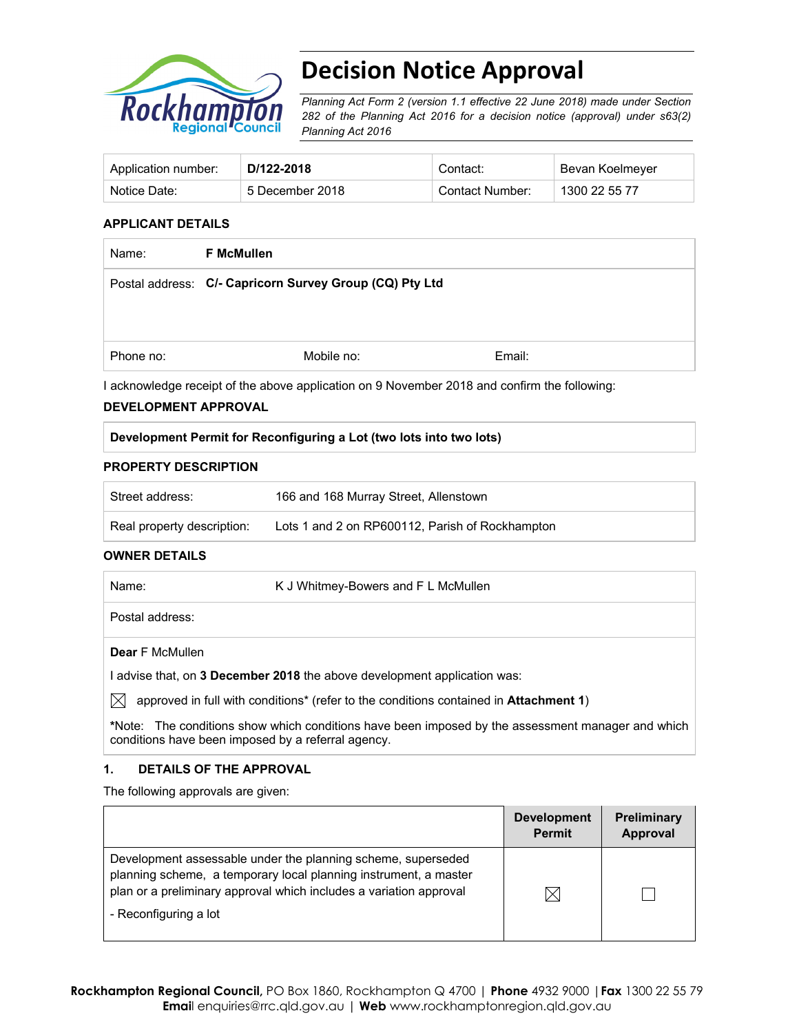# Decision Notice Approval

*Planning Act Form 2 (version 1.1 effective 22 June 2018) made under Section 282 of the Planning Act 2016 for a decision notice (approval) under s63(2) Planning Act 2016*

| Application number: | **D/122-2018** | Contact: | Bevan Koelmeyer |
|---|---|---|---|
| Notice Date: | 5 December 2018 | Contact Number: | 1300 22 55 77 |

**APPLICANT DETAILS**

| Name: | **F McMullen** | |
|---|---|---|
| Postal address: | **C/- Capricorn Survey Group (CQ) Pty Ltd** | |
| Phone no: | Mobile no: | Email: |

I acknowledge receipt of the above application on 9 November 2018 and confirm the following:

**DEVELOPMENT APPROVAL**

| **Development Permit for Reconfiguring a Lot (two lots into two lots)** |
|---|

**PROPERTY DESCRIPTION**

| Street address: | 166 and 168 Murray Street, Allenstown |
|---|---|
| Real property description: | Lots 1 and 2 on RP600112, Parish of Rockhampton |

**OWNER DETAILS**

| Name: | K J Whitmey-Bowers and F L McMullen |
|---|---|
| Postal address: | |

**Dear** F McMullen

I advise that, on **3 December 2018** the above development application was:

☒ approved in full with conditions* (refer to the conditions contained in **Attachment 1**)

***Note:** The conditions show which conditions have been imposed by the assessment manager and which conditions have been imposed by a referral agency.

## 1. DETAILS OF THE APPROVAL

The following approvals are given:

| | **Development Permit** | **Preliminary Approval** |
|---|---|---|
| Development assessable under the planning scheme, superseded planning scheme, a temporary local planning instrument, a master plan or a preliminary approval which includes a variation approval<br>- Reconfiguring a lot | ☒ | ☐ |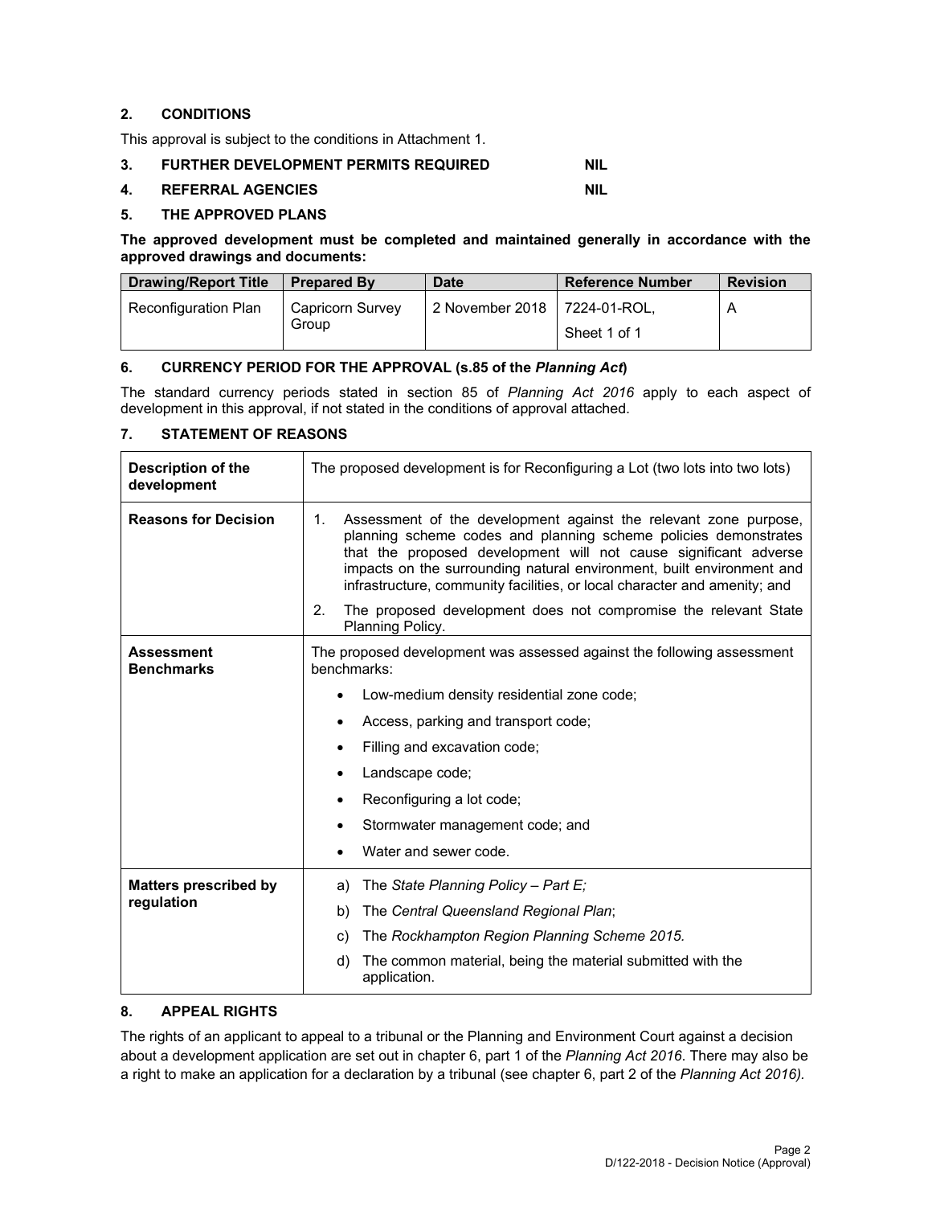## 2. CONDITIONS

This approval is subject to the conditions in Attachment 1.

## 3. FURTHER DEVELOPMENT PERMITS REQUIRED NIL

## 4. REFERRAL AGENCIES NIL

## 5. THE APPROVED PLANS

**The approved development must be completed and maintained generally in accordance with the approved drawings and documents:**

| Drawing/Report Title | Prepared By | Date | Reference Number | Revision |
|---|---|---|---|---|
| Reconfiguration Plan | Capricorn Survey Group | 2 November 2018 | 7224-01-ROL, Sheet 1 of 1 | A |

## 6. CURRENCY PERIOD FOR THE APPROVAL (s.85 of the *Planning Act*)

The standard currency periods stated in section 85 of *Planning Act 2016* apply to each aspect of development in this approval, if not stated in the conditions of approval attached.

## 7. STATEMENT OF REASONS

| | |
|---|---|
| **Description of the development** | The proposed development is for Reconfiguring a Lot (two lots into two lots) |
| **Reasons for Decision** | 1. Assessment of the development against the relevant zone purpose, planning scheme codes and planning scheme policies demonstrates that the proposed development will not cause significant adverse impacts on the surrounding natural environment, built environment and infrastructure, community facilities, or local character and amenity; and<br>2. The proposed development does not compromise the relevant State Planning Policy. |
| **Assessment Benchmarks** | The proposed development was assessed against the following assessment benchmarks:<br>• Low-medium density residential zone code;<br>• Access, parking and transport code;<br>• Filling and excavation code;<br>• Landscape code;<br>• Reconfiguring a lot code;<br>• Stormwater management code; and<br>• Water and sewer code. |
| **Matters prescribed by regulation** | a) The *State Planning Policy – Part E;*<br>b) The *Central Queensland Regional Plan*;<br>c) The *Rockhampton Region Planning Scheme 2015.*<br>d) The common material, being the material submitted with the application. |

## 8. APPEAL RIGHTS

The rights of an applicant to appeal to a tribunal or the Planning and Environment Court against a decision about a development application are set out in chapter 6, part 1 of the *Planning Act 2016*. There may also be a right to make an application for a declaration by a tribunal (see chapter 6, part 2 of the *Planning Act 2016).*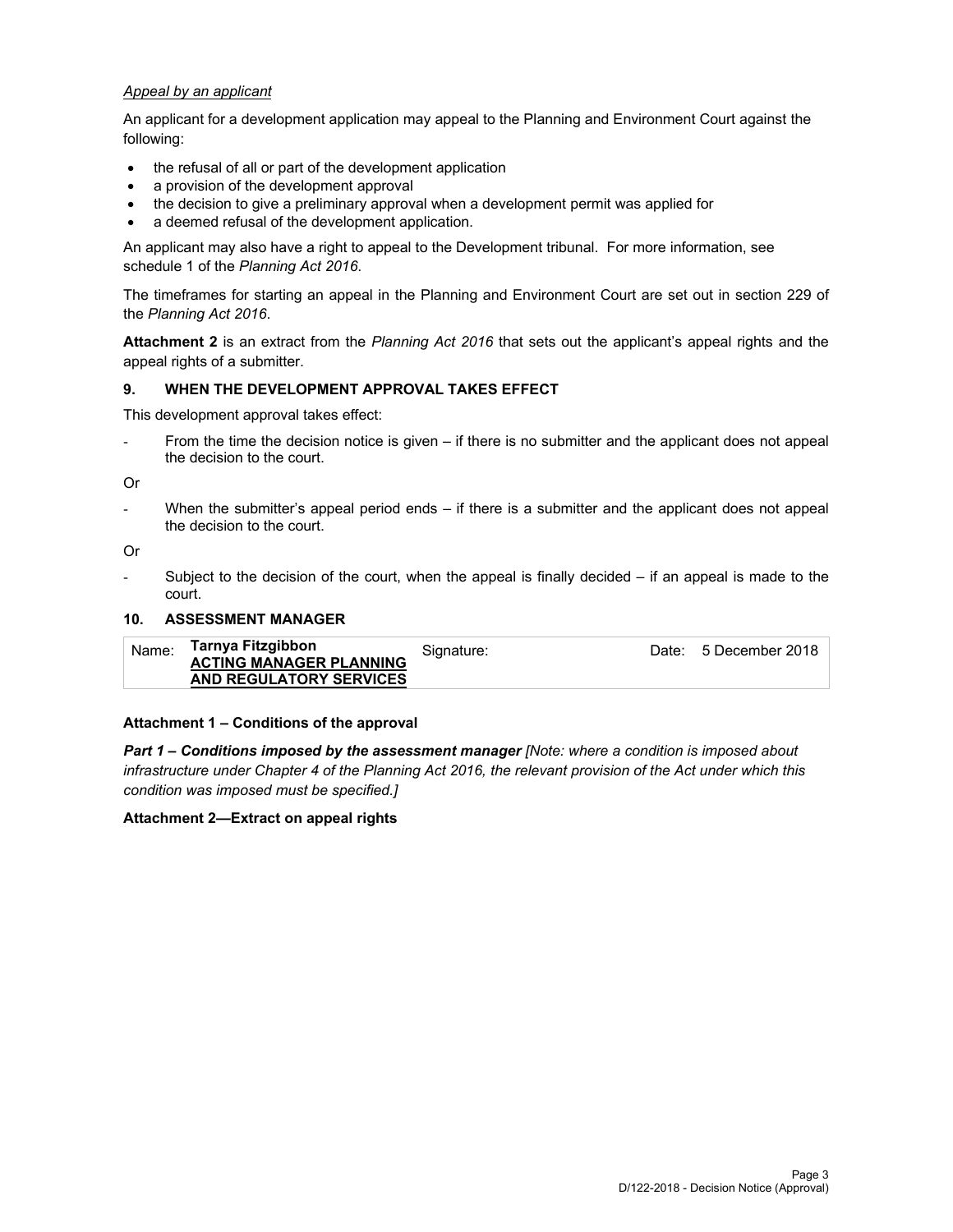*Appeal by an applicant*

An applicant for a development application may appeal to the Planning and Environment Court against the following:

- the refusal of all or part of the development application
- a provision of the development approval
- the decision to give a preliminary approval when a development permit was applied for
- a deemed refusal of the development application.

An applicant may also have a right to appeal to the Development tribunal. For more information, see schedule 1 of the *Planning Act 2016*.

The timeframes for starting an appeal in the Planning and Environment Court are set out in section 229 of the *Planning Act 2016*.

**Attachment 2** is an extract from the *Planning Act 2016* that sets out the applicant's appeal rights and the appeal rights of a submitter.

## 9. WHEN THE DEVELOPMENT APPROVAL TAKES EFFECT

This development approval takes effect:

- From the time the decision notice is given – if there is no submitter and the applicant does not appeal the decision to the court.

Or

- When the submitter's appeal period ends – if there is a submitter and the applicant does not appeal the decision to the court.

Or

- Subject to the decision of the court, when the appeal is finally decided – if an appeal is made to the court.

## 10. ASSESSMENT MANAGER

| Name: | **Tarnya Fitzgibbon** **ACTING MANAGER PLANNING AND REGULATORY SERVICES** | Signature: | | Date: | 5 December 2018 |
|---|---|---|---|---|---|

**Attachment 1 – Conditions of the approval**

***Part 1 – Conditions imposed by the assessment manager*** *[Note: where a condition is imposed about infrastructure under Chapter 4 of the Planning Act 2016, the relevant provision of the Act under which this condition was imposed must be specified.]*

**Attachment 2—Extract on appeal rights**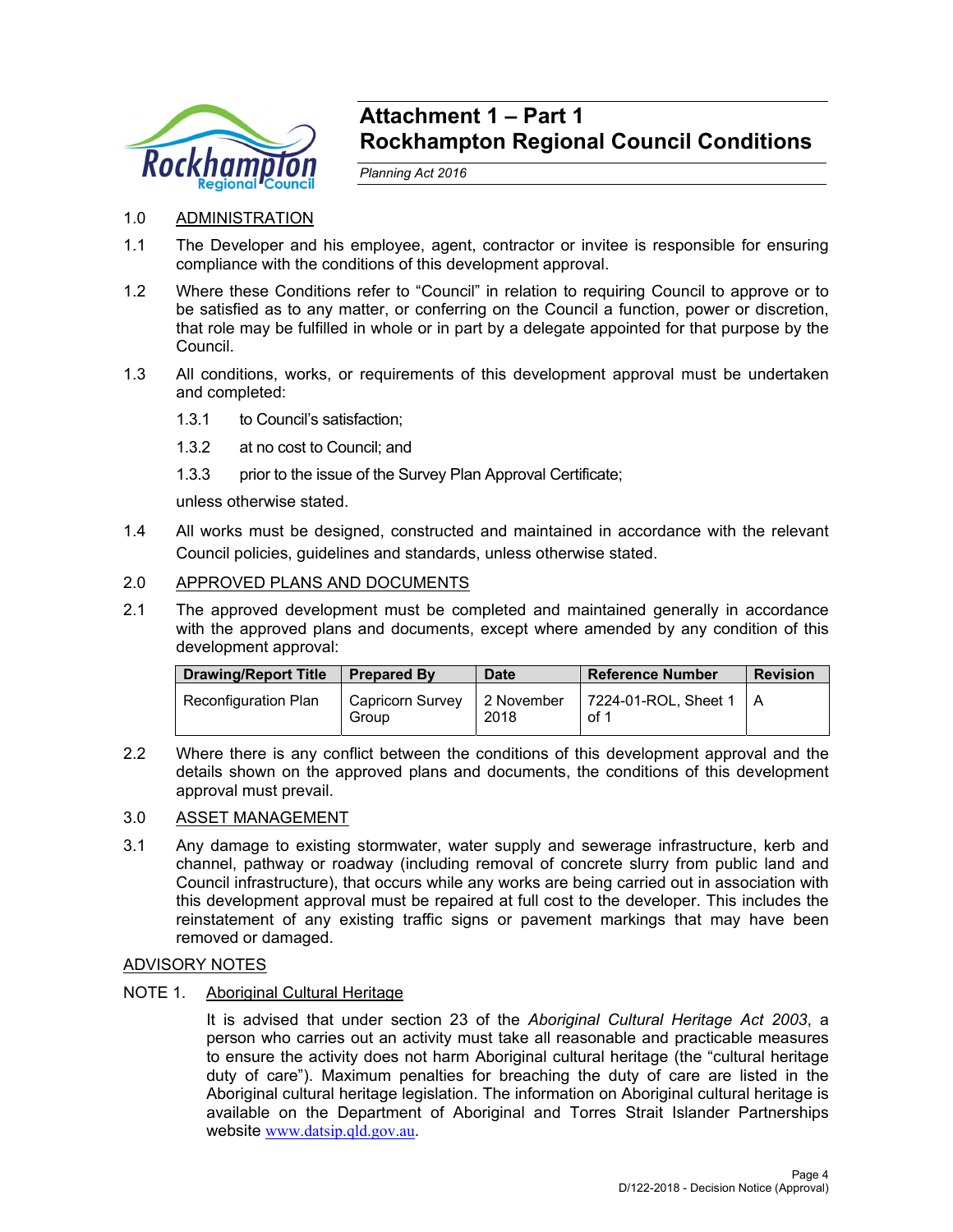# Attachment 1 – Part 1
# Rockhampton Regional Council Conditions

*Planning Act 2016*

1.0 ADMINISTRATION

1.1 The Developer and his employee, agent, contractor or invitee is responsible for ensuring compliance with the conditions of this development approval.

1.2 Where these Conditions refer to "Council" in relation to requiring Council to approve or to be satisfied as to any matter, or conferring on the Council a function, power or discretion, that role may be fulfilled in whole or in part by a delegate appointed for that purpose by the Council.

1.3 All conditions, works, or requirements of this development approval must be undertaken and completed:

1.3.1 to Council's satisfaction;

1.3.2 at no cost to Council; and

1.3.3 prior to the issue of the Survey Plan Approval Certificate;

unless otherwise stated.

1.4 All works must be designed, constructed and maintained in accordance with the relevant Council policies, guidelines and standards, unless otherwise stated.

2.0 APPROVED PLANS AND DOCUMENTS

2.1 The approved development must be completed and maintained generally in accordance with the approved plans and documents, except where amended by any condition of this development approval:

| Drawing/Report Title | Prepared By | Date | Reference Number | Revision |
|---|---|---|---|---|
| Reconfiguration Plan | Capricorn Survey Group | 2 November 2018 | 7224-01-ROL, Sheet 1 of 1 | A |

2.2 Where there is any conflict between the conditions of this development approval and the details shown on the approved plans and documents, the conditions of this development approval must prevail.

3.0 ASSET MANAGEMENT

3.1 Any damage to existing stormwater, water supply and sewerage infrastructure, kerb and channel, pathway or roadway (including removal of concrete slurry from public land and Council infrastructure), that occurs while any works are being carried out in association with this development approval must be repaired at full cost to the developer. This includes the reinstatement of any existing traffic signs or pavement markings that may have been removed or damaged.

ADVISORY NOTES

NOTE 1. Aboriginal Cultural Heritage

It is advised that under section 23 of the *Aboriginal Cultural Heritage Act 2003*, a person who carries out an activity must take all reasonable and practicable measures to ensure the activity does not harm Aboriginal cultural heritage (the "cultural heritage duty of care"). Maximum penalties for breaching the duty of care are listed in the Aboriginal cultural heritage legislation. The information on Aboriginal cultural heritage is available on the Department of Aboriginal and Torres Strait Islander Partnerships website www.datsip.qld.gov.au.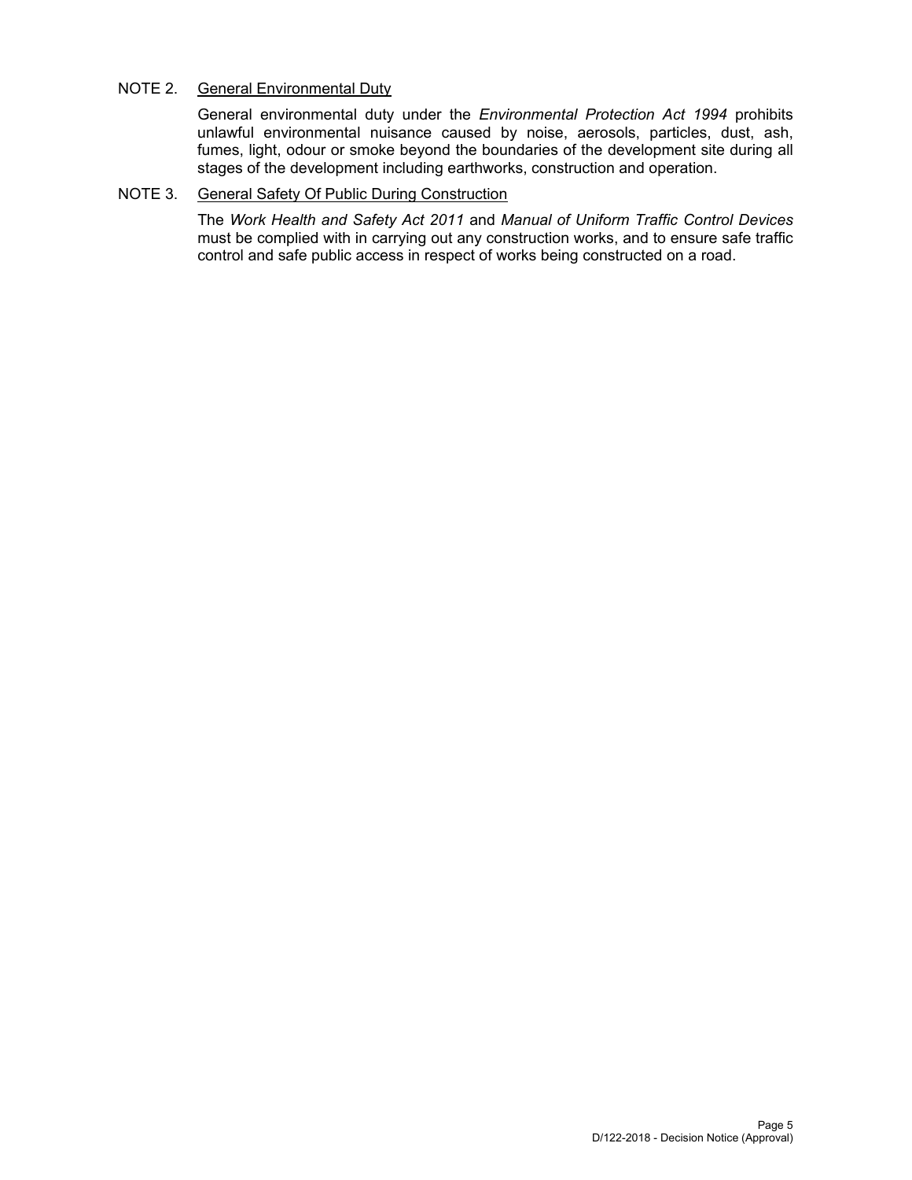NOTE 2. <u>General Environmental Duty</u>

General environmental duty under the *Environmental Protection Act 1994* prohibits unlawful environmental nuisance caused by noise, aerosols, particles, dust, ash, fumes, light, odour or smoke beyond the boundaries of the development site during all stages of the development including earthworks, construction and operation.

NOTE 3. <u>General Safety Of Public During Construction</u>

The *Work Health and Safety Act 2011* and *Manual of Uniform Traffic Control Devices* must be complied with in carrying out any construction works, and to ensure safe traffic control and safe public access in respect of works being constructed on a road.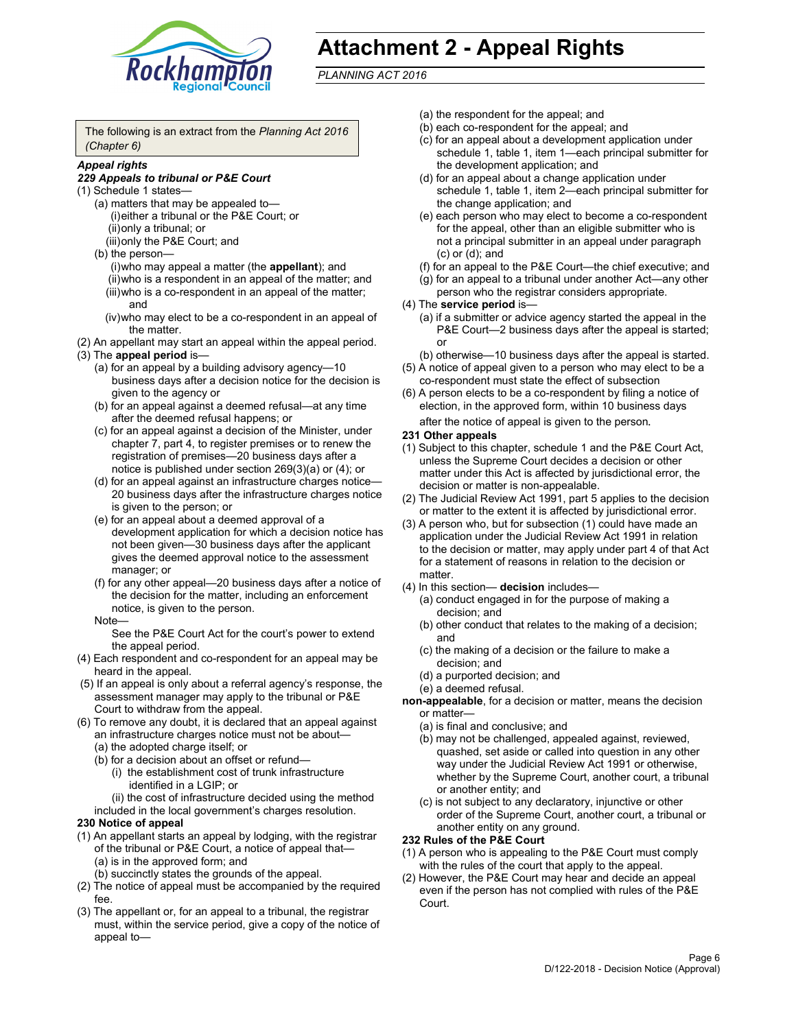# Attachment 2 - Appeal Rights

*PLANNING ACT 2016*

The following is an extract from the *Planning Act 2016 (Chapter 6)*

***Appeal rights***

***229 Appeals to tribunal or P&E Court***

(1) Schedule 1 states—

- (a) matters that may be appealed to—
  - (i) either a tribunal or the P&E Court; or
  - (ii) only a tribunal; or
  - (iii) only the P&E Court; and
- (b) the person—
  - (i) who may appeal a matter (the **appellant**); and
  - (ii) who is a respondent in an appeal of the matter; and
  - (iii) who is a co-respondent in an appeal of the matter; and
  - (iv) who may elect to be a co-respondent in an appeal of the matter.

(2) An appellant may start an appeal within the appeal period.

(3) The **appeal period** is—

- (a) for an appeal by a building advisory agency—10 business days after a decision notice for the decision is given to the agency or
- (b) for an appeal against a deemed refusal—at any time after the deemed refusal happens; or
- (c) for an appeal against a decision of the Minister, under chapter 7, part 4, to register premises or to renew the registration of premises—20 business days after a notice is published under section 269(3)(a) or (4); or
- (d) for an appeal against an infrastructure charges notice—20 business days after the infrastructure charges notice is given to the person; or
- (e) for an appeal about a deemed approval of a development application for which a decision notice has not been given—30 business days after the applicant gives the deemed approval notice to the assessment manager; or
- (f) for any other appeal—20 business days after a notice of the decision for the matter, including an enforcement notice, is given to the person.

Note—

See the P&E Court Act for the court's power to extend the appeal period.

(4) Each respondent and co-respondent for an appeal may be heard in the appeal.

(5) If an appeal is only about a referral agency's response, the assessment manager may apply to the tribunal or P&E Court to withdraw from the appeal.

(6) To remove any doubt, it is declared that an appeal against an infrastructure charges notice must not be about—

- (a) the adopted charge itself; or
- (b) for a decision about an offset or refund—
  - (i) the establishment cost of trunk infrastructure identified in a LGIP; or
  - (ii) the cost of infrastructure decided using the method included in the local government's charges resolution.

**230 Notice of appeal**

(1) An appellant starts an appeal by lodging, with the registrar of the tribunal or P&E Court, a notice of appeal that—

- (a) is in the approved form; and
- (b) succinctly states the grounds of the appeal.

(2) The notice of appeal must be accompanied by the required fee.

(3) The appellant or, for an appeal to a tribunal, the registrar must, within the service period, give a copy of the notice of appeal to—

- (a) the respondent for the appeal; and
- (b) each co-respondent for the appeal; and
- (c) for an appeal about a development application under schedule 1, table 1, item 1—each principal submitter for the development application; and
- (d) for an appeal about a change application under schedule 1, table 1, item 2—each principal submitter for the change application; and
- (e) each person who may elect to become a co-respondent for the appeal, other than an eligible submitter who is not a principal submitter in an appeal under paragraph (c) or (d); and
- (f) for an appeal to the P&E Court—the chief executive; and
- (g) for an appeal to a tribunal under another Act—any other person who the registrar considers appropriate.

(4) The **service period** is—

- (a) if a submitter or advice agency started the appeal in the P&E Court—2 business days after the appeal is started; or
- (b) otherwise—10 business days after the appeal is started.

(5) A notice of appeal given to a person who may elect to be a co-respondent must state the effect of subsection

(6) A person elects to be a co-respondent by filing a notice of election, in the approved form, within 10 business days after the notice of appeal is given to the person.

**231 Other appeals**

(1) Subject to this chapter, schedule 1 and the P&E Court Act, unless the Supreme Court decides a decision or other matter under this Act is affected by jurisdictional error, the decision or matter is non-appealable.

(2) The Judicial Review Act 1991, part 5 applies to the decision or matter to the extent it is affected by jurisdictional error.

(3) A person who, but for subsection (1) could have made an application under the Judicial Review Act 1991 in relation to the decision or matter, may apply under part 4 of that Act for a statement of reasons in relation to the decision or matter.

(4) In this section— **decision** includes—

- (a) conduct engaged in for the purpose of making a decision; and
- (b) other conduct that relates to the making of a decision; and
- (c) the making of a decision or the failure to make a decision; and
- (d) a purported decision; and
- (e) a deemed refusal.

**non-appealable**, for a decision or matter, means the decision or matter—

- (a) is final and conclusive; and
- (b) may not be challenged, appealed against, reviewed, quashed, set aside or called into question in any other way under the Judicial Review Act 1991 or otherwise, whether by the Supreme Court, another court, a tribunal or another entity; and
- (c) is not subject to any declaratory, injunctive or other order of the Supreme Court, another court, a tribunal or another entity on any ground.

**232 Rules of the P&E Court**

(1) A person who is appealing to the P&E Court must comply with the rules of the court that apply to the appeal.

(2) However, the P&E Court may hear and decide an appeal even if the person has not complied with rules of the P&E Court.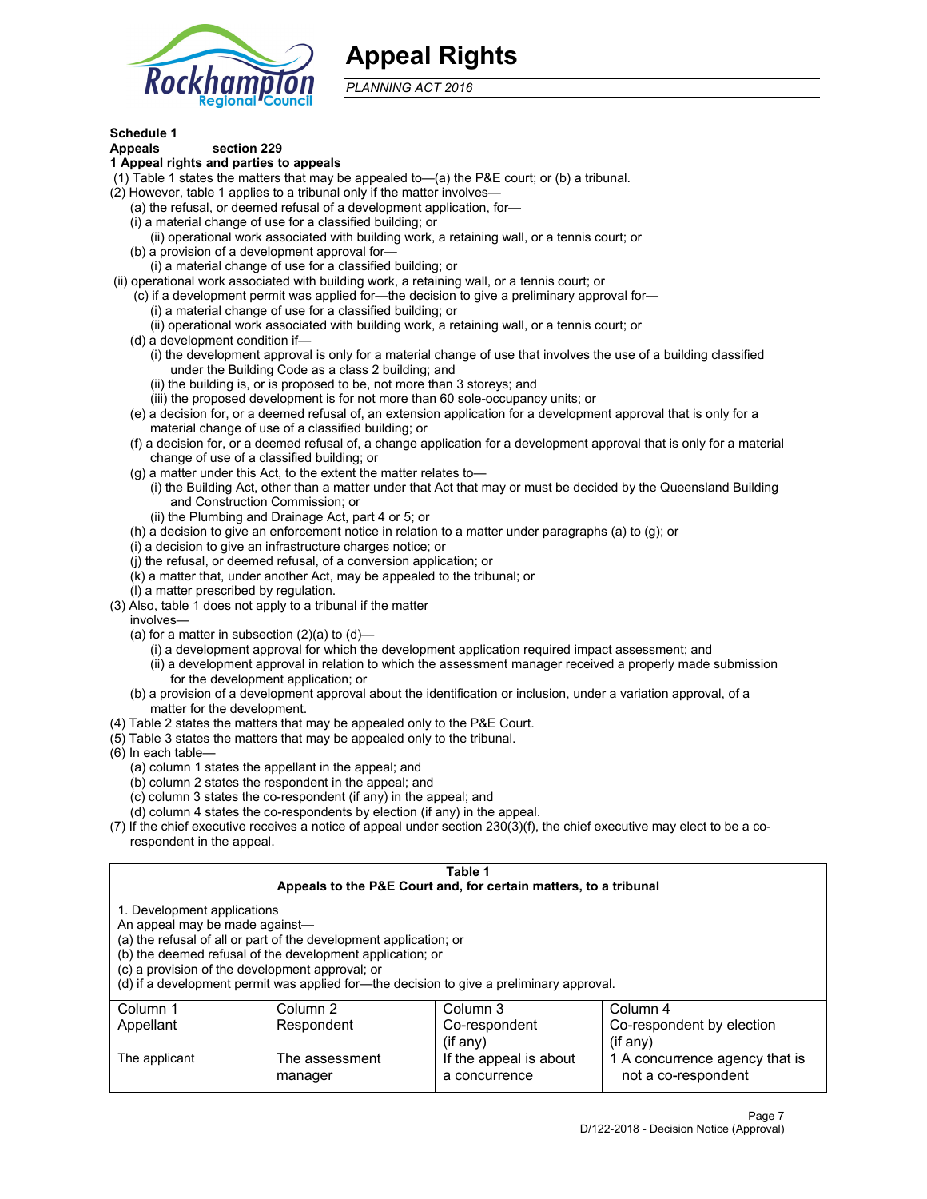# Appeal Rights

*PLANNING ACT 2016*

**Schedule 1**
**Appeals section 229**
**1 Appeal rights and parties to appeals**

(1) Table 1 states the matters that may be appealed to—(a) the P&E court; or (b) a tribunal.
(2) However, table 1 applies to a tribunal only if the matter involves—
  (a) the refusal, or deemed refusal of a development application, for—
  (i) a material change of use for a classified building; or
    (ii) operational work associated with building work, a retaining wall, or a tennis court; or
  (b) a provision of a development approval for—
    (i) a material change of use for a classified building; or
(ii) operational work associated with building work, a retaining wall, or a tennis court; or
  (c) if a development permit was applied for—the decision to give a preliminary approval for—
    (i) a material change of use for a classified building; or
    (ii) operational work associated with building work, a retaining wall, or a tennis court; or
  (d) a development condition if—
    (i) the development approval is only for a material change of use that involves the use of a building classified under the Building Code as a class 2 building; and
    (ii) the building is, or is proposed to be, not more than 3 storeys; and
    (iii) the proposed development is for not more than 60 sole-occupancy units; or
  (e) a decision for, or a deemed refusal of, an extension application for a development approval that is only for a material change of use of a classified building; or
  (f) a decision for, or a deemed refusal of, a change application for a development approval that is only for a material change of use of a classified building; or
  (g) a matter under this Act, to the extent the matter relates to—
    (i) the Building Act, other than a matter under that Act that may or must be decided by the Queensland Building and Construction Commission; or
    (ii) the Plumbing and Drainage Act, part 4 or 5; or
  (h) a decision to give an enforcement notice in relation to a matter under paragraphs (a) to (g); or
  (i) a decision to give an infrastructure charges notice; or
  (j) the refusal, or deemed refusal, of a conversion application; or
  (k) a matter that, under another Act, may be appealed to the tribunal; or
  (l) a matter prescribed by regulation.
(3) Also, table 1 does not apply to a tribunal if the matter involves—
  (a) for a matter in subsection (2)(a) to (d)—
    (i) a development approval for which the development application required impact assessment; and
    (ii) a development approval in relation to which the assessment manager received a properly made submission for the development application; or
  (b) a provision of a development approval about the identification or inclusion, under a variation approval, of a matter for the development.
(4) Table 2 states the matters that may be appealed only to the P&E Court.
(5) Table 3 states the matters that may be appealed only to the tribunal.
(6) In each table—
  (a) column 1 states the appellant in the appeal; and
  (b) column 2 states the respondent in the appeal; and
  (c) column 3 states the co-respondent (if any) in the appeal; and
  (d) column 4 states the co-respondents by election (if any) in the appeal.
(7) If the chief executive receives a notice of appeal under section 230(3)(f), the chief executive may elect to be a co-respondent in the appeal.

**Table 1**
**Appeals to the P&E Court and, for certain matters, to a tribunal**

1. Development applications
An appeal may be made against—
(a) the refusal of all or part of the development application; or
(b) the deemed refusal of the development application; or
(c) a provision of the development approval; or
(d) if a development permit was applied for—the decision to give a preliminary approval.

| Column 1<br>Appellant | Column 2<br>Respondent | Column 3<br>Co-respondent<br>(if any) | Column 4<br>Co-respondent by election<br>(if any) |
|---|---|---|---|
| The applicant | The assessment manager | If the appeal is about a concurrence | 1 A concurrence agency that is not a co-respondent |

D/122-2018 - Decision Notice (Approval)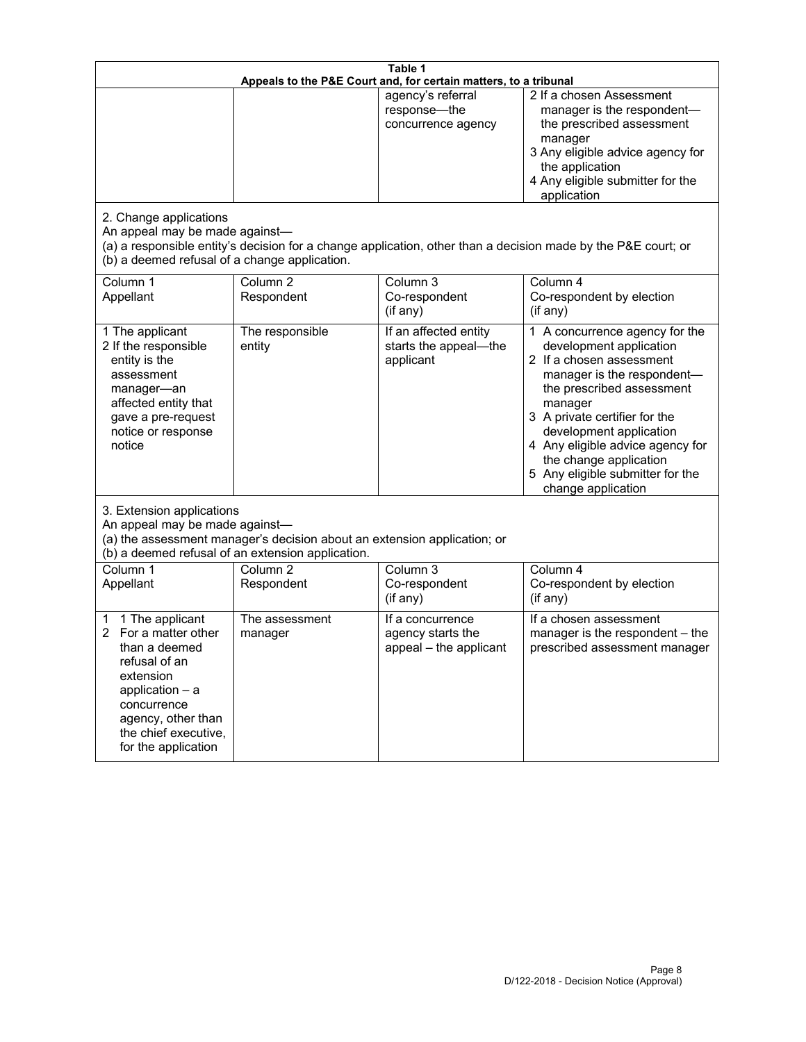**Table 1**
**Appeals to the P&E Court and, for certain matters, to a tribunal**

| | | | |
|---|---|---|---|
| | | agency's referral response—the concurrence agency | 2 If a chosen Assessment manager is the respondent—the prescribed assessment manager<br>3 Any eligible advice agency for the application<br>4 Any eligible submitter for the application |

2. Change applications
An appeal may be made against—
(a) a responsible entity's decision for a change application, other than a decision made by the P&E court; or
(b) a deemed refusal of a change application.

| Column 1<br>Appellant | Column 2<br>Respondent | Column 3<br>Co-respondent<br>(if any) | Column 4<br>Co-respondent by election<br>(if any) |
|---|---|---|---|
| 1 The applicant<br>2 If the responsible entity is the assessment manager—an affected entity that gave a pre-request notice or response notice | The responsible entity | If an affected entity starts the appeal—the applicant | 1 A concurrence agency for the development application<br>2 If a chosen assessment manager is the respondent—the prescribed assessment manager<br>3 A private certifier for the development application<br>4 Any eligible advice agency for the change application<br>5 Any eligible submitter for the change application |

3. Extension applications
An appeal may be made against—
(a) the assessment manager's decision about an extension application; or
(b) a deemed refusal of an extension application.

| Column 1<br>Appellant | Column 2<br>Respondent | Column 3<br>Co-respondent<br>(if any) | Column 4<br>Co-respondent by election<br>(if any) |
|---|---|---|---|
| 1 1 The applicant<br>2 For a matter other than a deemed refusal of an extension application – a concurrence agency, other than the chief executive, for the application | The assessment manager | If a concurrence agency starts the appeal – the applicant | If a chosen assessment manager is the respondent – the prescribed assessment manager |

D/122-2018 - Decision Notice (Approval)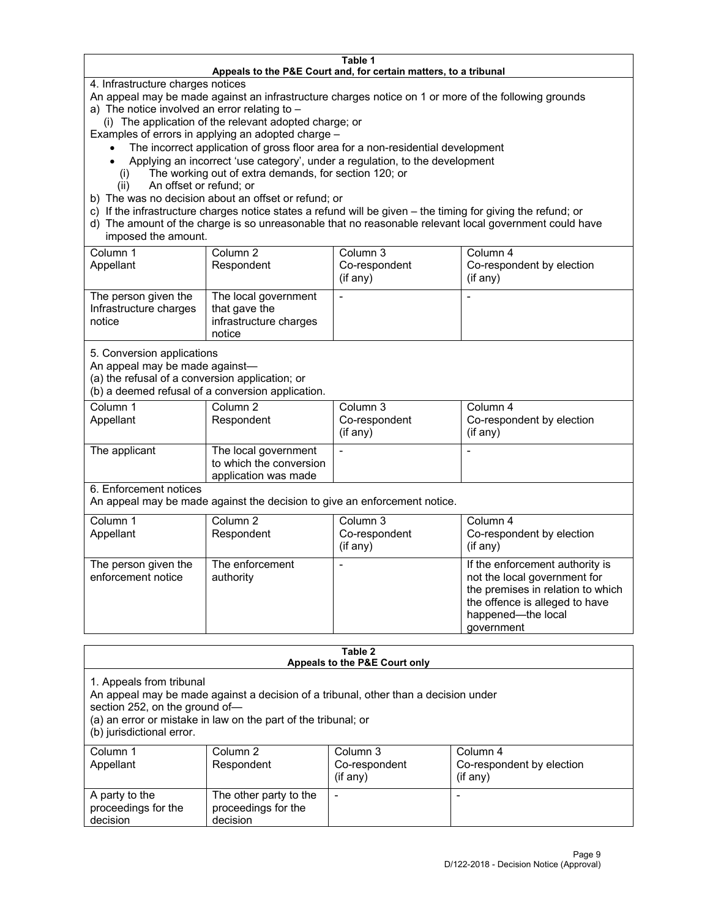**Table 1**
**Appeals to the P&E Court and, for certain matters, to a tribunal**

4. Infrastructure charges notices

An appeal may be made against an infrastructure charges notice on 1 or more of the following grounds

a) The notice involved an error relating to –

(i) The application of the relevant adopted charge; or

Examples of errors in applying an adopted charge –

- The incorrect application of gross floor area for a non-residential development
- Applying an incorrect 'use category', under a regulation, to the development

(i) The working out of extra demands, for section 120; or

(ii) An offset or refund; or

b) The was no decision about an offset or refund; or

c) If the infrastructure charges notice states a refund will be given – the timing for giving the refund; or

d) The amount of the charge is so unreasonable that no reasonable relevant local government could have imposed the amount.

| Column 1<br>Appellant | Column 2<br>Respondent | Column 3<br>Co-respondent<br>(if any) | Column 4<br>Co-respondent by election<br>(if any) |
|---|---|---|---|
| The person given the Infrastructure charges notice | The local government that gave the infrastructure charges notice | - | - |

5. Conversion applications

An appeal may be made against—

(a) the refusal of a conversion application; or

(b) a deemed refusal of a conversion application.

| Column 1<br>Appellant | Column 2<br>Respondent | Column 3<br>Co-respondent<br>(if any) | Column 4<br>Co-respondent by election<br>(if any) |
|---|---|---|---|
| The applicant | The local government to which the conversion application was made | - | - |

6. Enforcement notices

An appeal may be made against the decision to give an enforcement notice.

| Column 1<br>Appellant | Column 2<br>Respondent | Column 3<br>Co-respondent<br>(if any) | Column 4<br>Co-respondent by election<br>(if any) |
|---|---|---|---|
| The person given the enforcement notice | The enforcement authority | - | If the enforcement authority is not the local government for the premises in relation to which the offence is alleged to have happened—the local government |

**Table 2**
**Appeals to the P&E Court only**

1. Appeals from tribunal

An appeal may be made against a decision of a tribunal, other than a decision under section 252, on the ground of—

(a) an error or mistake in law on the part of the tribunal; or

(b) jurisdictional error.

| Column 1<br>Appellant | Column 2<br>Respondent | Column 3<br>Co-respondent<br>(if any) | Column 4<br>Co-respondent by election<br>(if any) |
|---|---|---|---|
| A party to the proceedings for the decision | The other party to the proceedings for the decision | - | - |

D/122-2018 - Decision Notice (Approval)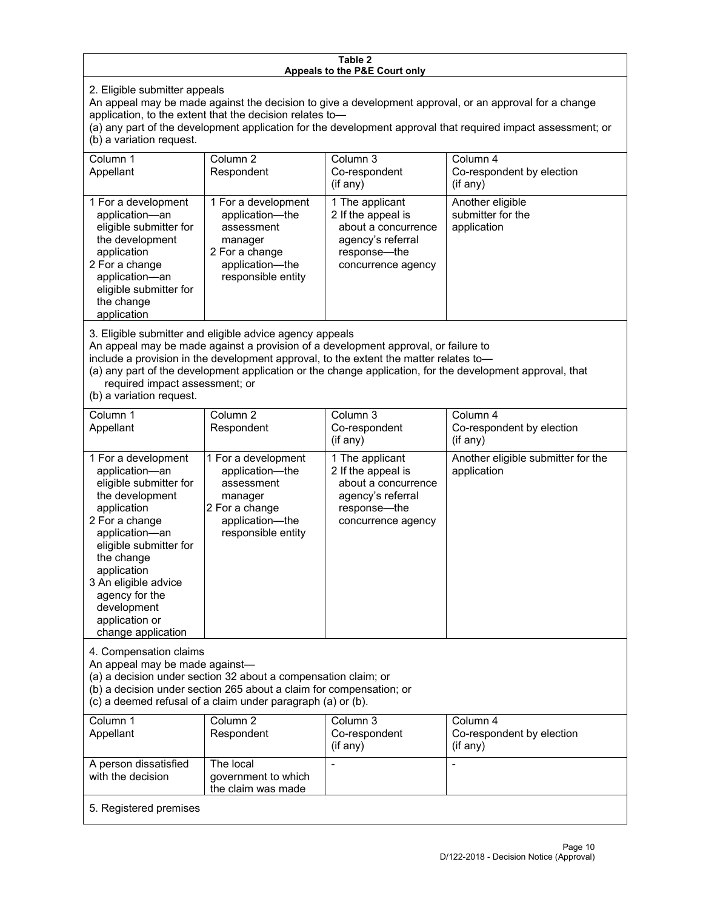**Table 2**
**Appeals to the P&E Court only**

2. Eligible submitter appeals

An appeal may be made against the decision to give a development approval, or an approval for a change application, to the extent that the decision relates to—

(a) any part of the development application for the development approval that required impact assessment; or
(b) a variation request.

| Column 1<br>Appellant | Column 2<br>Respondent | Column 3<br>Co-respondent<br>(if any) | Column 4<br>Co-respondent by election<br>(if any) |
|---|---|---|---|
| 1 For a development application—an eligible submitter for the development application<br>2 For a change application—an eligible submitter for the change application | 1 For a development application—the assessment manager<br>2 For a change application—the responsible entity | 1 The applicant<br>2 If the appeal is about a concurrence agency's referral response—the concurrence agency | Another eligible submitter for the application |

3. Eligible submitter and eligible advice agency appeals

An appeal may be made against a provision of a development approval, or failure to include a provision in the development approval, to the extent the matter relates to—

(a) any part of the development application or the change application, for the development approval, that required impact assessment; or
(b) a variation request.

| Column 1<br>Appellant | Column 2<br>Respondent | Column 3<br>Co-respondent<br>(if any) | Column 4<br>Co-respondent by election<br>(if any) |
|---|---|---|---|
| 1 For a development application—an eligible submitter for the development application<br>2 For a change application—an eligible submitter for the change application<br>3 An eligible advice agency for the development application or change application | 1 For a development application—the assessment manager<br>2 For a change application—the responsible entity | 1 The applicant<br>2 If the appeal is about a concurrence agency's referral response—the concurrence agency | Another eligible submitter for the application |

4. Compensation claims

An appeal may be made against—

(a) a decision under section 32 about a compensation claim; or
(b) a decision under section 265 about a claim for compensation; or
(c) a deemed refusal of a claim under paragraph (a) or (b).

| Column 1<br>Appellant | Column 2<br>Respondent | Column 3<br>Co-respondent<br>(if any) | Column 4<br>Co-respondent by election<br>(if any) |
|---|---|---|---|
| A person dissatisfied with the decision | The local government to which the claim was made | - | - |

5. Registered premises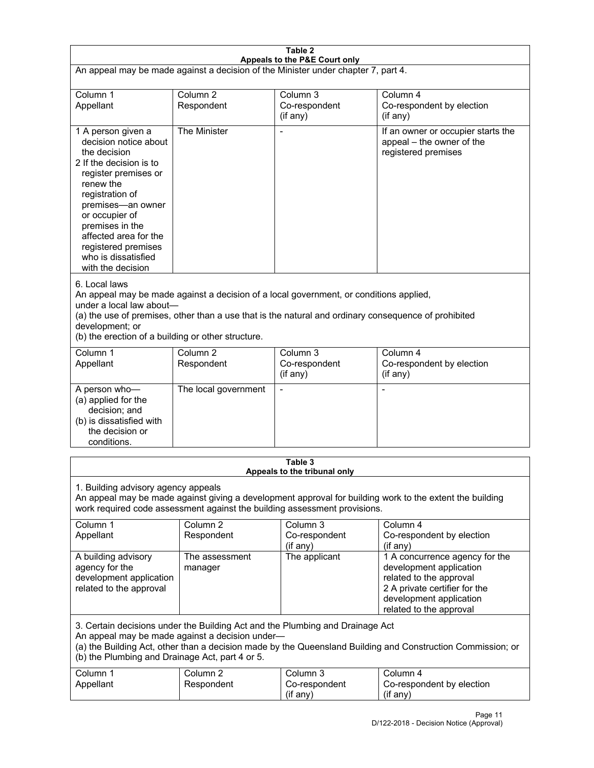**Table 2**
**Appeals to the P&E Court only**

An appeal may be made against a decision of the Minister under chapter 7, part 4.

| Column 1<br>Appellant | Column 2<br>Respondent | Column 3<br>Co-respondent<br>(if any) | Column 4<br>Co-respondent by election<br>(if any) |
|---|---|---|---|
| 1 A person given a decision notice about the decision<br>2 If the decision is to register premises or renew the registration of premises—an owner or occupier of premises in the affected area for the registered premises who is dissatisfied with the decision | The Minister | - | If an owner or occupier starts the appeal – the owner of the registered premises |

6. Local laws

An appeal may be made against a decision of a local government, or conditions applied, under a local law about—

(a) the use of premises, other than a use that is the natural and ordinary consequence of prohibited development; or

(b) the erection of a building or other structure.

| Column 1<br>Appellant | Column 2<br>Respondent | Column 3<br>Co-respondent<br>(if any) | Column 4<br>Co-respondent by election<br>(if any) |
|---|---|---|---|
| A person who—<br>(a) applied for the decision; and<br>(b) is dissatisfied with the decision or conditions. | The local government | - | - |

**Table 3**
**Appeals to the tribunal only**

1. Building advisory agency appeals

An appeal may be made against giving a development approval for building work to the extent the building work required code assessment against the building assessment provisions.

| Column 1<br>Appellant | Column 2<br>Respondent | Column 3<br>Co-respondent<br>(if any) | Column 4<br>Co-respondent by election<br>(if any) |
|---|---|---|---|
| A building advisory agency for the development application related to the approval | The assessment manager | The applicant | 1 A concurrence agency for the development application related to the approval<br>2 A private certifier for the development application related to the approval |

3. Certain decisions under the Building Act and the Plumbing and Drainage Act

An appeal may be made against a decision under—

(a) the Building Act, other than a decision made by the Queensland Building and Construction Commission; or

(b) the Plumbing and Drainage Act, part 4 or 5.

| Column 1<br>Appellant | Column 2<br>Respondent | Column 3<br>Co-respondent<br>(if any) | Column 4<br>Co-respondent by election<br>(if any) |
|---|---|---|---|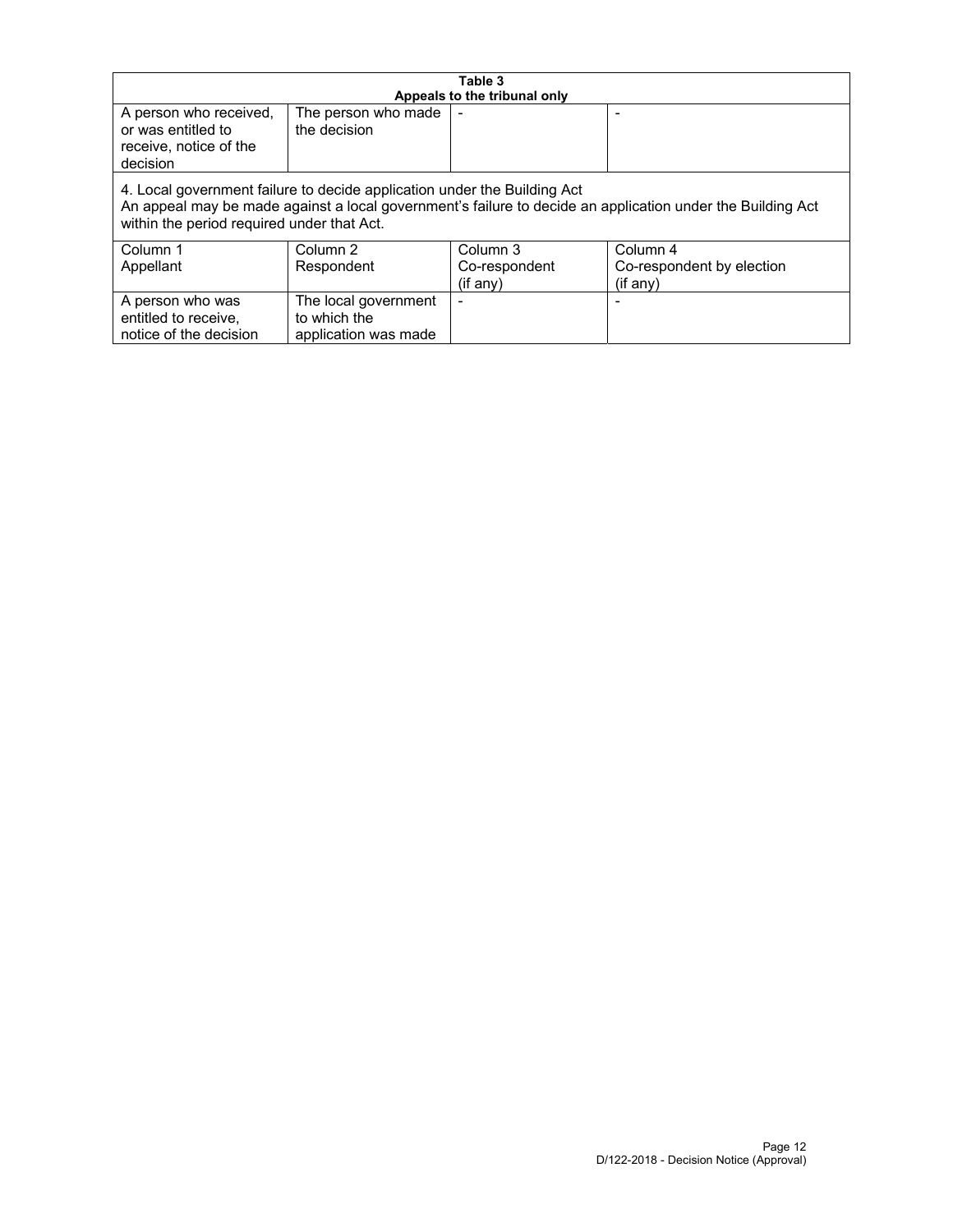| Table 3<br>Appeals to the tribunal only | | | |
|---|---|---|---|
| A person who received, or was entitled to receive, notice of the decision | The person who made the decision | - | - |

4. Local government failure to decide application under the Building Act
An appeal may be made against a local government's failure to decide an application under the Building Act within the period required under that Act.

| Column 1<br>Appellant | Column 2<br>Respondent | Column 3<br>Co-respondent<br>(if any) | Column 4<br>Co-respondent by election<br>(if any) |
|---|---|---|---|
| A person who was entitled to receive, notice of the decision | The local government to which the application was made | - | - |